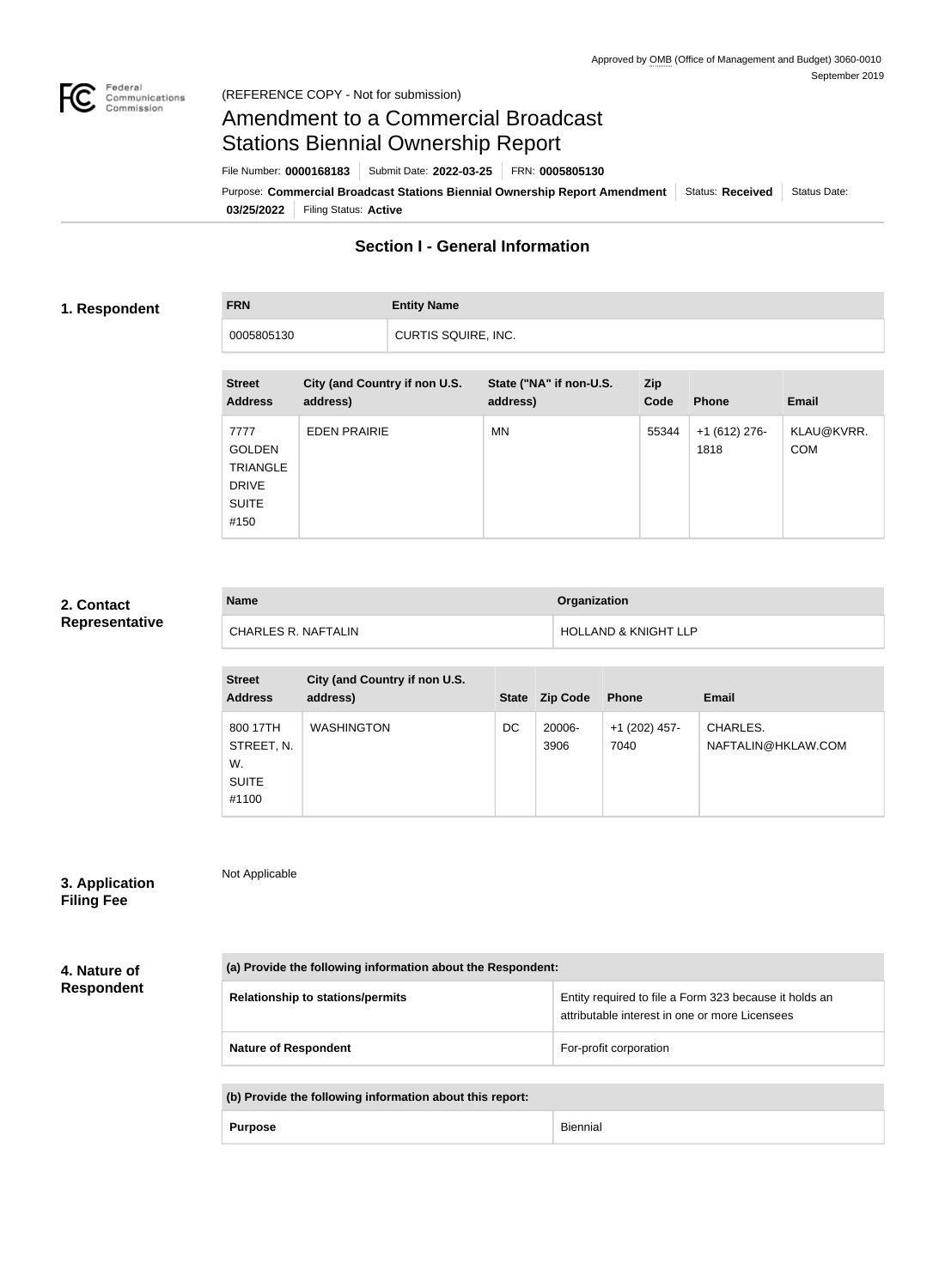Approved by OMB (Office of Management and Budget) 3060-0010
September 2019

(REFERENCE COPY - Not for submission)

# Amendment to a Commercial Broadcast Stations Biennial Ownership Report

File Number: **0000168183** | Submit Date: **2022-03-25** | FRN: **0005805130**

Purpose: **Commercial Broadcast Stations Biennial Ownership Report Amendment** | Status: **Received** | Status Date: **03/25/2022** | Filing Status: **Active**

## Section I - General Information

### 1. Respondent

| FRN | Entity Name |
| --- | --- |
| 0005805130 | CURTIS SQUIRE, INC. |

| Street Address | City (and Country if non U.S. address) | State ("NA" if non-U.S. address) | Zip Code | Phone | Email |
| --- | --- | --- | --- | --- | --- |
| 7777 GOLDEN TRIANGLE DRIVE SUITE #150 | EDEN PRAIRIE | MN | 55344 | +1 (612) 276-1818 | KLAU@KVRR.COM |

### 2. Contact Representative

| Name | Organization |
| --- | --- |
| CHARLES R. NAFTALIN | HOLLAND & KNIGHT LLP |

| Street Address | City (and Country if non U.S. address) | State | Zip Code | Phone | Email |
| --- | --- | --- | --- | --- | --- |
| 800 17TH STREET, N. W. SUITE #1100 | WASHINGTON | DC | 20006-3906 | +1 (202) 457-7040 | CHARLES.NAFTALIN@HKLAW.COM |

### 3. Application Filing Fee

Not Applicable

### 4. Nature of Respondent

| (a) Provide the following information about the Respondent: | |
| --- | --- |
| Relationship to stations/permits | Entity required to file a Form 323 because it holds an attributable interest in one or more Licensees |
| Nature of Respondent | For-profit corporation |

| (b) Provide the following information about this report: | |
| --- | --- |
| Purpose | Biennial |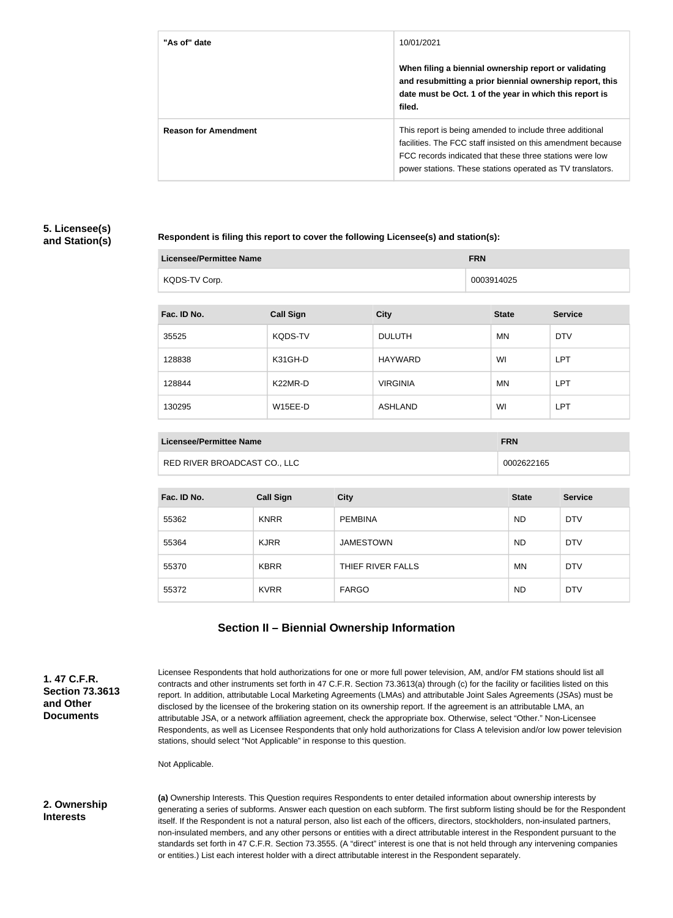| "As of" date | 10/01/2021<br><br>**When filing a biennial ownership report or validating and resubmitting a prior biennial ownership report, this date must be Oct. 1 of the year in which this report is filed.** |
| --- | --- |
| **Reason for Amendment** | This report is being amended to include three additional facilities. The FCC staff insisted on this amendment because FCC records indicated that these three stations were low power stations. These stations operated as TV translators. |

## 5. Licensee(s) and Station(s)

**Respondent is filing this report to cover the following Licensee(s) and station(s):**

| Licensee/Permittee Name | FRN |
| --- | --- |
| KQDS-TV Corp. | 0003914025 |

| Fac. ID No. | Call Sign | City | State | Service |
| --- | --- | --- | --- | --- |
| 35525 | KQDS-TV | DULUTH | MN | DTV |
| 128838 | K31GH-D | HAYWARD | WI | LPT |
| 128844 | K22MR-D | VIRGINIA | MN | LPT |
| 130295 | W15EE-D | ASHLAND | WI | LPT |

| Licensee/Permittee Name | FRN |
| --- | --- |
| RED RIVER BROADCAST CO., LLC | 0002622165 |

| Fac. ID No. | Call Sign | City | State | Service |
| --- | --- | --- | --- | --- |
| 55362 | KNRR | PEMBINA | ND | DTV |
| 55364 | KJRR | JAMESTOWN | ND | DTV |
| 55370 | KBRR | THIEF RIVER FALLS | MN | DTV |
| 55372 | KVRR | FARGO | ND | DTV |

# Section II – Biennial Ownership Information

## 1. 47 C.F.R. Section 73.3613 and Other Documents

Licensee Respondents that hold authorizations for one or more full power television, AM, and/or FM stations should list all contracts and other instruments set forth in 47 C.F.R. Section 73.3613(a) through (c) for the facility or facilities listed on this report. In addition, attributable Local Marketing Agreements (LMAs) and attributable Joint Sales Agreements (JSAs) must be disclosed by the licensee of the brokering station on its ownership report. If the agreement is an attributable LMA, an attributable JSA, or a network affiliation agreement, check the appropriate box. Otherwise, select "Other." Non-Licensee Respondents, as well as Licensee Respondents that only hold authorizations for Class A television and/or low power television stations, should select "Not Applicable" in response to this question.

Not Applicable.

## 2. Ownership Interests

**(a)** Ownership Interests. This Question requires Respondents to enter detailed information about ownership interests by generating a series of subforms. Answer each question on each subform. The first subform listing should be for the Respondent itself. If the Respondent is not a natural person, also list each of the officers, directors, stockholders, non-insulated partners, non-insulated members, and any other persons or entities with a direct attributable interest in the Respondent pursuant to the standards set forth in 47 C.F.R. Section 73.3555. (A "direct" interest is one that is not held through any intervening companies or entities.) List each interest holder with a direct attributable interest in the Respondent separately.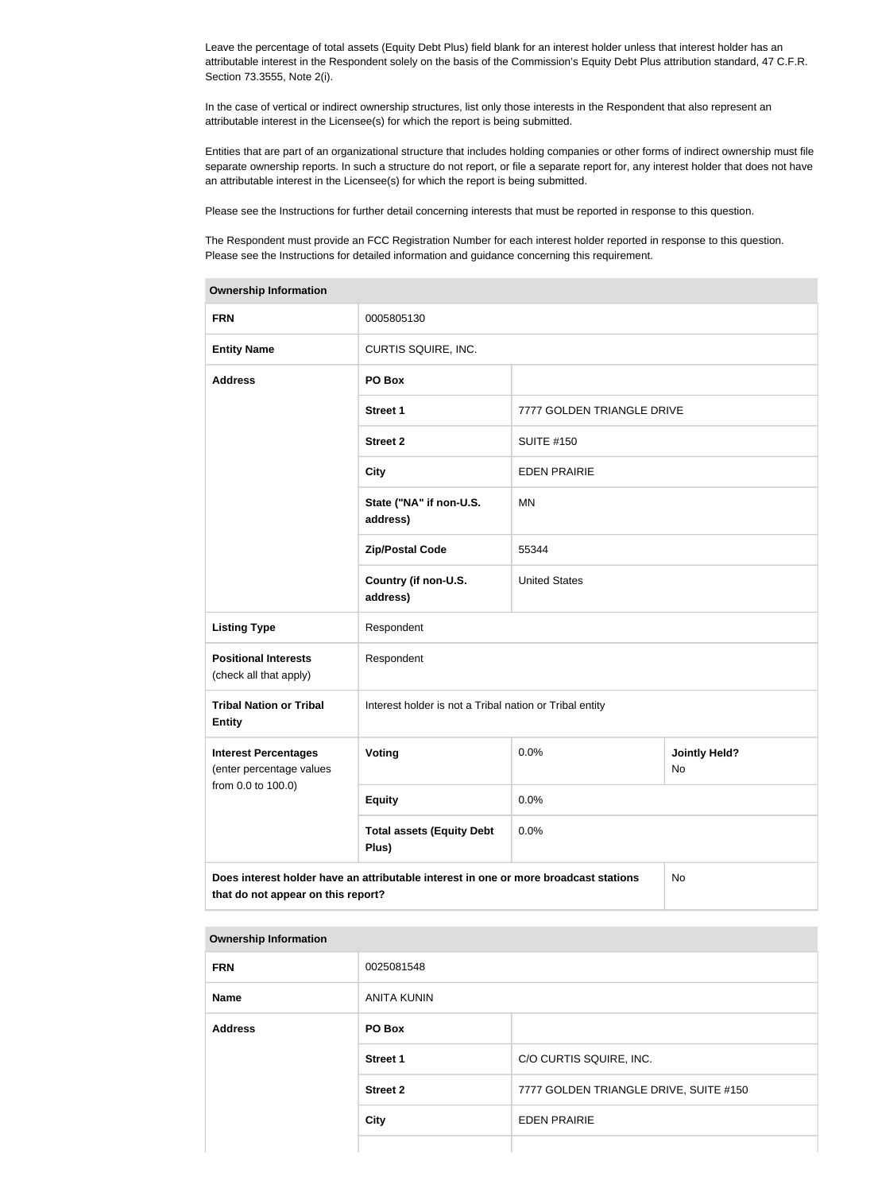Leave the percentage of total assets (Equity Debt Plus) field blank for an interest holder unless that interest holder has an attributable interest in the Respondent solely on the basis of the Commission's Equity Debt Plus attribution standard, 47 C.F.R. Section 73.3555, Note 2(i).

In the case of vertical or indirect ownership structures, list only those interests in the Respondent that also represent an attributable interest in the Licensee(s) for which the report is being submitted.

Entities that are part of an organizational structure that includes holding companies or other forms of indirect ownership must file separate ownership reports. In such a structure do not report, or file a separate report for, any interest holder that does not have an attributable interest in the Licensee(s) for which the report is being submitted.

Please see the Instructions for further detail concerning interests that must be reported in response to this question.

The Respondent must provide an FCC Registration Number for each interest holder reported in response to this question. Please see the Instructions for detailed information and guidance concerning this requirement.

| Ownership Information | | | |
|---|---|---|---|
| **FRN** | 0005805130 | | |
| **Entity Name** | CURTIS SQUIRE, INC. | | |
| **Address** | **PO Box** | | |
| | **Street 1** | 7777 GOLDEN TRIANGLE DRIVE | |
| | **Street 2** | SUITE #150 | |
| | **City** | EDEN PRAIRIE | |
| | **State ("NA" if non-U.S. address)** | MN | |
| | **Zip/Postal Code** | 55344 | |
| | **Country (if non-U.S. address)** | United States | |
| **Listing Type** | Respondent | | |
| **Positional Interests** (check all that apply) | Respondent | | |
| **Tribal Nation or Tribal Entity** | Interest holder is not a Tribal nation or Tribal entity | | |
| **Interest Percentages** (enter percentage values from 0.0 to 100.0) | **Voting** | 0.0% | **Jointly Held?** No |
| | **Equity** | 0.0% | |
| | **Total assets (Equity Debt Plus)** | 0.0% | |
| **Does interest holder have an attributable interest in one or more broadcast stations that do not appear on this report?** | | | No |

| Ownership Information | | |
|---|---|---|
| **FRN** | 0025081548 | |
| **Name** | ANITA KUNIN | |
| **Address** | **PO Box** | |
| | **Street 1** | C/O CURTIS SQUIRE, INC. |
| | **Street 2** | 7777 GOLDEN TRIANGLE DRIVE, SUITE #150 |
| | **City** | EDEN PRAIRIE |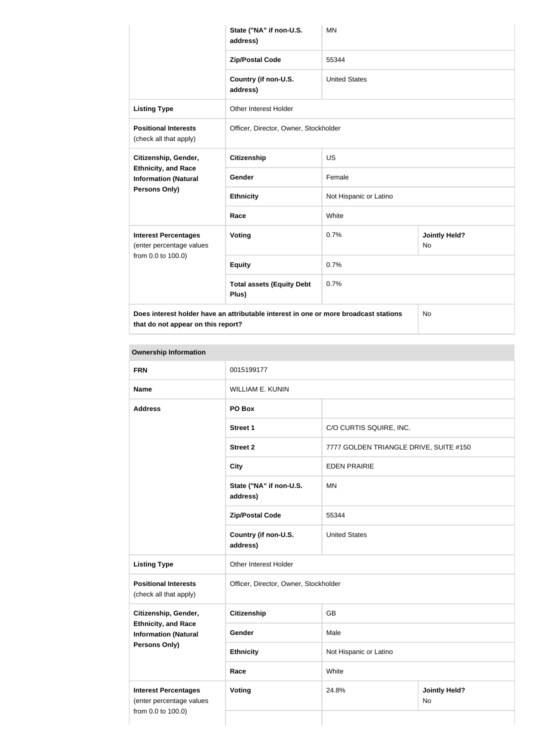| | | | |
|---|---|---|---|
| | **State ("NA" if non-U.S. address)** | MN | |
| | **Zip/Postal Code** | 55344 | |
| | **Country (if non-U.S. address)** | United States | |
| **Listing Type** | Other Interest Holder | | |
| **Positional Interests** (check all that apply) | Officer, Director, Owner, Stockholder | | |
| **Citizenship, Gender, Ethnicity, and Race Information (Natural Persons Only)** | **Citizenship** | US | |
| | **Gender** | Female | |
| | **Ethnicity** | Not Hispanic or Latino | |
| | **Race** | White | |
| **Interest Percentages** (enter percentage values from 0.0 to 100.0) | **Voting** | 0.7% | **Jointly Held?** No |
| | **Equity** | 0.7% | |
| | **Total assets (Equity Debt Plus)** | 0.7% | |
| **Does interest holder have an attributable interest in one or more broadcast stations that do not appear on this report?** | | | No |

| **Ownership Information** | | | |
|---|---|---|---|
| **FRN** | 0015199177 | | |
| **Name** | WILLIAM E. KUNIN | | |
| **Address** | **PO Box** | | |
| | **Street 1** | C/O CURTIS SQUIRE, INC. | |
| | **Street 2** | 7777 GOLDEN TRIANGLE DRIVE, SUITE #150 | |
| | **City** | EDEN PRAIRIE | |
| | **State ("NA" if non-U.S. address)** | MN | |
| | **Zip/Postal Code** | 55344 | |
| | **Country (if non-U.S. address)** | United States | |
| **Listing Type** | Other Interest Holder | | |
| **Positional Interests** (check all that apply) | Officer, Director, Owner, Stockholder | | |
| **Citizenship, Gender, Ethnicity, and Race Information (Natural Persons Only)** | **Citizenship** | GB | |
| | **Gender** | Male | |
| | **Ethnicity** | Not Hispanic or Latino | |
| | **Race** | White | |
| **Interest Percentages** (enter percentage values from 0.0 to 100.0) | **Voting** | 24.8% | **Jointly Held?** No |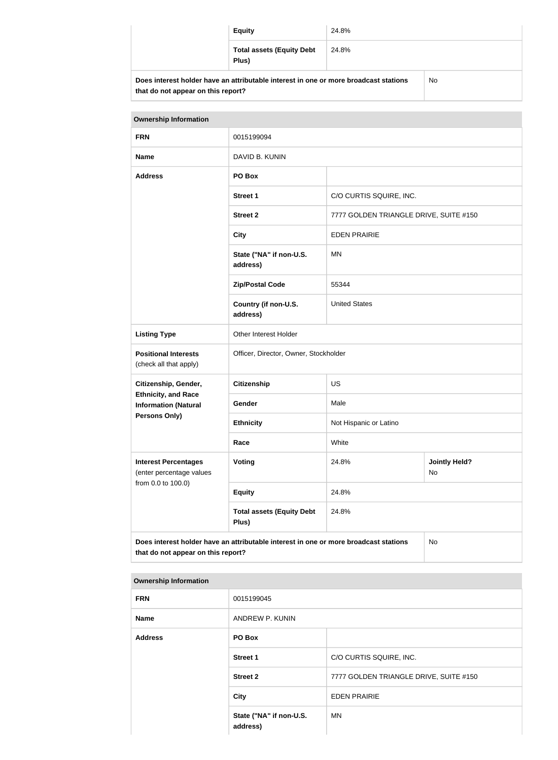| | | | |
|---|---|---|---|
| | **Equity** | 24.8% | |
| | **Total assets (Equity Debt Plus)** | 24.8% | |
| **Does interest holder have an attributable interest in one or more broadcast stations that do not appear on this report?** | | | No |

| **Ownership Information** | | | |
|---|---|---|---|
| **FRN** | 0015199094 | | |
| **Name** | DAVID B. KUNIN | | |
| **Address** | **PO Box** | | |
| | **Street 1** | C/O CURTIS SQUIRE, INC. | |
| | **Street 2** | 7777 GOLDEN TRIANGLE DRIVE, SUITE #150 | |
| | **City** | EDEN PRAIRIE | |
| | **State ("NA" if non-U.S. address)** | MN | |
| | **Zip/Postal Code** | 55344 | |
| | **Country (if non-U.S. address)** | United States | |
| **Listing Type** | Other Interest Holder | | |
| **Positional Interests** (check all that apply) | Officer, Director, Owner, Stockholder | | |
| **Citizenship, Gender, Ethnicity, and Race Information (Natural Persons Only)** | **Citizenship** | US | |
| | **Gender** | Male | |
| | **Ethnicity** | Not Hispanic or Latino | |
| | **Race** | White | |
| **Interest Percentages** (enter percentage values from 0.0 to 100.0) | **Voting** | 24.8% | **Jointly Held?** No |
| | **Equity** | 24.8% | |
| | **Total assets (Equity Debt Plus)** | 24.8% | |
| **Does interest holder have an attributable interest in one or more broadcast stations that do not appear on this report?** | | | No |

| **Ownership Information** | | |
|---|---|---|
| **FRN** | 0015199045 | |
| **Name** | ANDREW P. KUNIN | |
| **Address** | **PO Box** | |
| | **Street 1** | C/O CURTIS SQUIRE, INC. |
| | **Street 2** | 7777 GOLDEN TRIANGLE DRIVE, SUITE #150 |
| | **City** | EDEN PRAIRIE |
| | **State ("NA" if non-U.S. address)** | MN |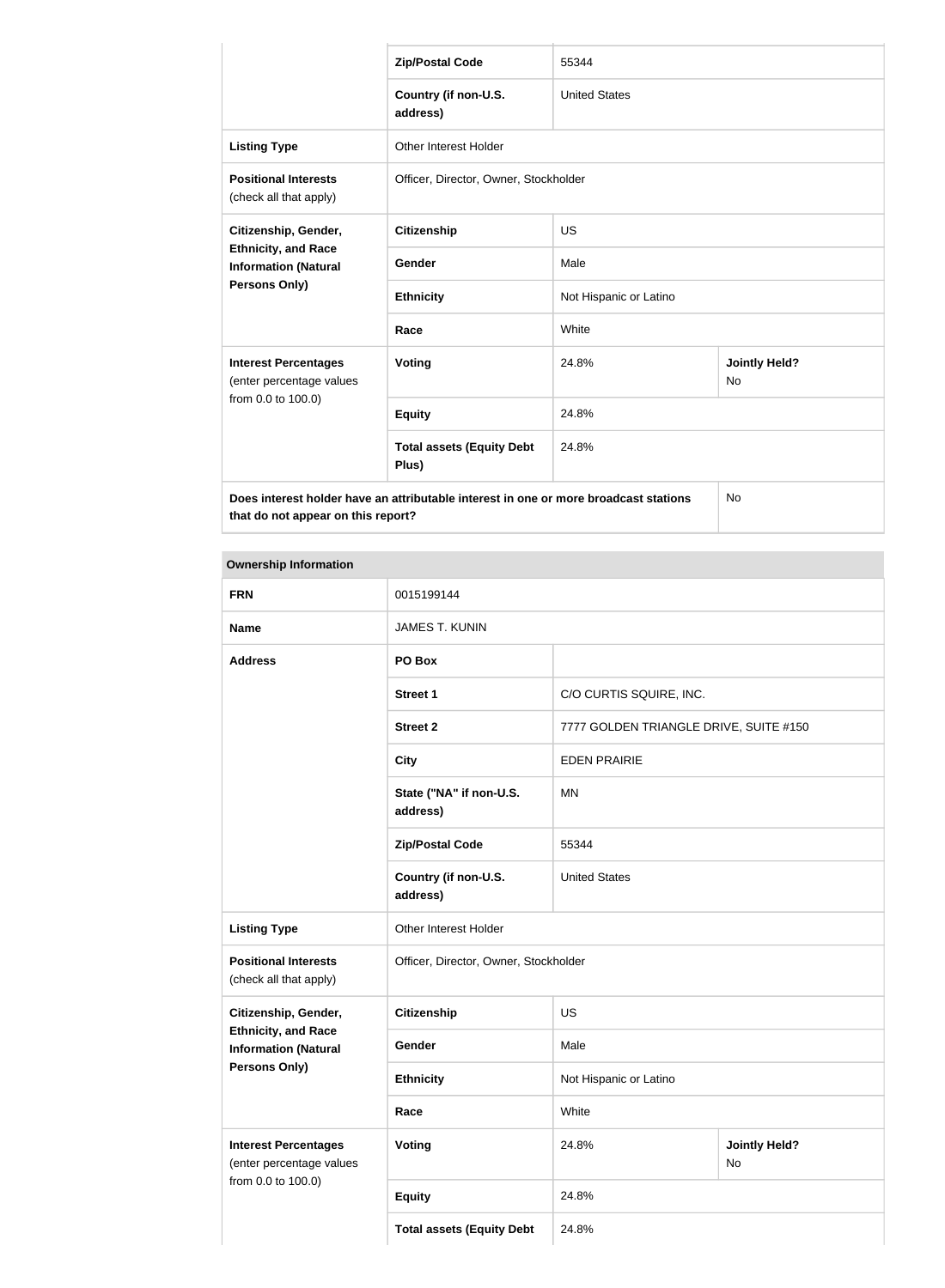| | | | |
|---|---|---|---|
| | **Zip/Postal Code** | 55344 | |
| | **Country (if non-U.S. address)** | United States | |
| **Listing Type** | Other Interest Holder | | |
| **Positional Interests** (check all that apply) | Officer, Director, Owner, Stockholder | | |
| **Citizenship, Gender, Ethnicity, and Race Information (Natural Persons Only)** | **Citizenship** | US | |
| | **Gender** | Male | |
| | **Ethnicity** | Not Hispanic or Latino | |
| | **Race** | White | |
| **Interest Percentages** (enter percentage values from 0.0 to 100.0) | **Voting** | 24.8% | **Jointly Held?** No |
| | **Equity** | 24.8% | |
| | **Total assets (Equity Debt Plus)** | 24.8% | |
| **Does interest holder have an attributable interest in one or more broadcast stations that do not appear on this report?** | | | No |

| **Ownership Information** | | | |
|---|---|---|---|
| **FRN** | 0015199144 | | |
| **Name** | JAMES T. KUNIN | | |
| **Address** | **PO Box** | | |
| | **Street 1** | C/O CURTIS SQUIRE, INC. | |
| | **Street 2** | 7777 GOLDEN TRIANGLE DRIVE, SUITE #150 | |
| | **City** | EDEN PRAIRIE | |
| | **State ("NA" if non-U.S. address)** | MN | |
| | **Zip/Postal Code** | 55344 | |
| | **Country (if non-U.S. address)** | United States | |
| **Listing Type** | Other Interest Holder | | |
| **Positional Interests** (check all that apply) | Officer, Director, Owner, Stockholder | | |
| **Citizenship, Gender, Ethnicity, and Race Information (Natural Persons Only)** | **Citizenship** | US | |
| | **Gender** | Male | |
| | **Ethnicity** | Not Hispanic or Latino | |
| | **Race** | White | |
| **Interest Percentages** (enter percentage values from 0.0 to 100.0) | **Voting** | 24.8% | **Jointly Held?** No |
| | **Equity** | 24.8% | |
| | **Total assets (Equity Debt** | 24.8% | |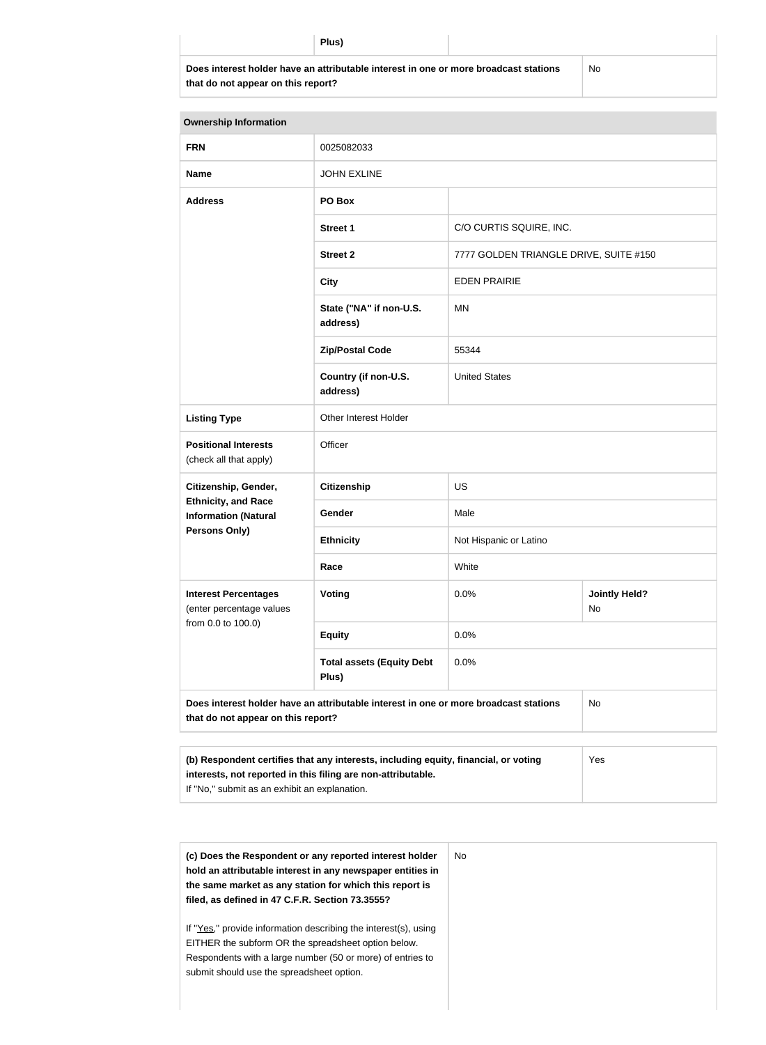| | Plus) | | |
|---|---|---|---|
| **Does interest holder have an attributable interest in one or more broadcast stations that do not appear on this report?** | | | No |

| **Ownership Information** | | | |
|---|---|---|---|
| **FRN** | 0025082033 | | |
| **Name** | JOHN EXLINE | | |
| **Address** | **PO Box** | | |
| | **Street 1** | C/O CURTIS SQUIRE, INC. | |
| | **Street 2** | 7777 GOLDEN TRIANGLE DRIVE, SUITE #150 | |
| | **City** | EDEN PRAIRIE | |
| | **State ("NA" if non-U.S. address)** | MN | |
| | **Zip/Postal Code** | 55344 | |
| | **Country (if non-U.S. address)** | United States | |
| **Listing Type** | Other Interest Holder | | |
| **Positional Interests** (check all that apply) | Officer | | |
| **Citizenship, Gender, Ethnicity, and Race Information (Natural Persons Only)** | **Citizenship** | US | |
| | **Gender** | Male | |
| | **Ethnicity** | Not Hispanic or Latino | |
| | **Race** | White | |
| **Interest Percentages** (enter percentage values from 0.0 to 100.0) | **Voting** | 0.0% | **Jointly Held?** No |
| | **Equity** | 0.0% | |
| | **Total assets (Equity Debt Plus)** | 0.0% | |
| **Does interest holder have an attributable interest in one or more broadcast stations that do not appear on this report?** | | | No |

| **(b) Respondent certifies that any interests, including equity, financial, or voting interests, not reported in this filing are non-attributable.** If "No," submit as an exhibit an explanation. | Yes |
|---|---|

| **(c) Does the Respondent or any reported interest holder hold an attributable interest in any newspaper entities in the same market as any station for which this report is filed, as defined in 47 C.F.R. Section 73.3555?** If "Yes," provide information describing the interest(s), using EITHER the subform OR the spreadsheet option below. Respondents with a large number (50 or more) of entries to submit should use the spreadsheet option. | No |
|---|---|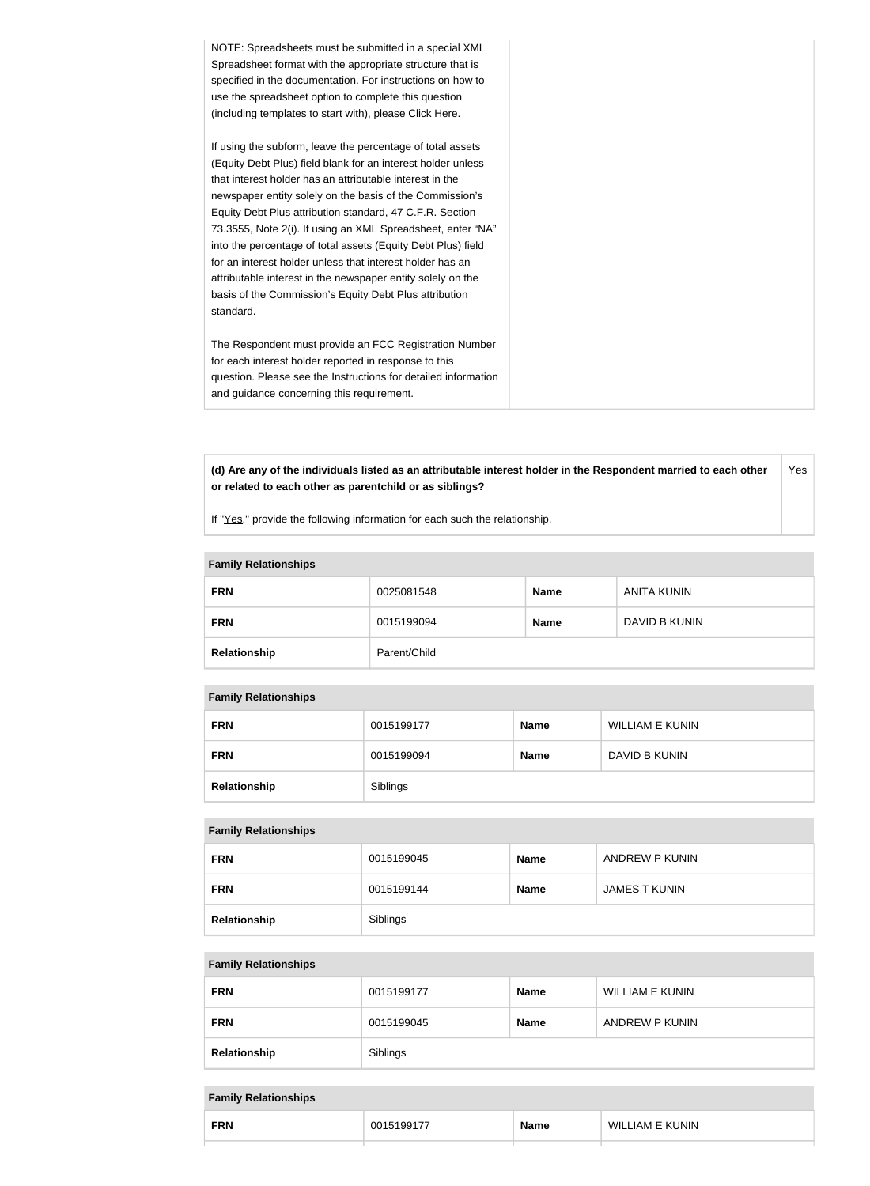NOTE: Spreadsheets must be submitted in a special XML Spreadsheet format with the appropriate structure that is specified in the documentation. For instructions on how to use the spreadsheet option to complete this question (including templates to start with), please Click Here.

If using the subform, leave the percentage of total assets (Equity Debt Plus) field blank for an interest holder unless that interest holder has an attributable interest in the newspaper entity solely on the basis of the Commission's Equity Debt Plus attribution standard, 47 C.F.R. Section 73.3555, Note 2(i). If using an XML Spreadsheet, enter "NA" into the percentage of total assets (Equity Debt Plus) field for an interest holder unless that interest holder has an attributable interest in the newspaper entity solely on the basis of the Commission's Equity Debt Plus attribution standard.

The Respondent must provide an FCC Registration Number for each interest holder reported in response to this question. Please see the Instructions for detailed information and guidance concerning this requirement.

| **(d) Are any of the individuals listed as an attributable interest holder in the Respondent married to each other or related to each other as parentchild or as siblings?** | Yes |
|---|---|

If "Yes," provide the following information for each such the relationship.

| **Family Relationships** | | | |
|---|---|---|---|
| **FRN** | 0025081548 | **Name** | ANITA KUNIN |
| **FRN** | 0015199094 | **Name** | DAVID B KUNIN |
| **Relationship** | Parent/Child | | |

| **Family Relationships** | | | |
|---|---|---|---|
| **FRN** | 0015199177 | **Name** | WILLIAM E KUNIN |
| **FRN** | 0015199094 | **Name** | DAVID B KUNIN |
| **Relationship** | Siblings | | |

| **Family Relationships** | | | |
|---|---|---|---|
| **FRN** | 0015199045 | **Name** | ANDREW P KUNIN |
| **FRN** | 0015199144 | **Name** | JAMES T KUNIN |
| **Relationship** | Siblings | | |

| **Family Relationships** | | | |
|---|---|---|---|
| **FRN** | 0015199177 | **Name** | WILLIAM E KUNIN |
| **FRN** | 0015199045 | **Name** | ANDREW P KUNIN |
| **Relationship** | Siblings | | |

| **Family Relationships** | | | |
|---|---|---|---|
| **FRN** | 0015199177 | **Name** | WILLIAM E KUNIN |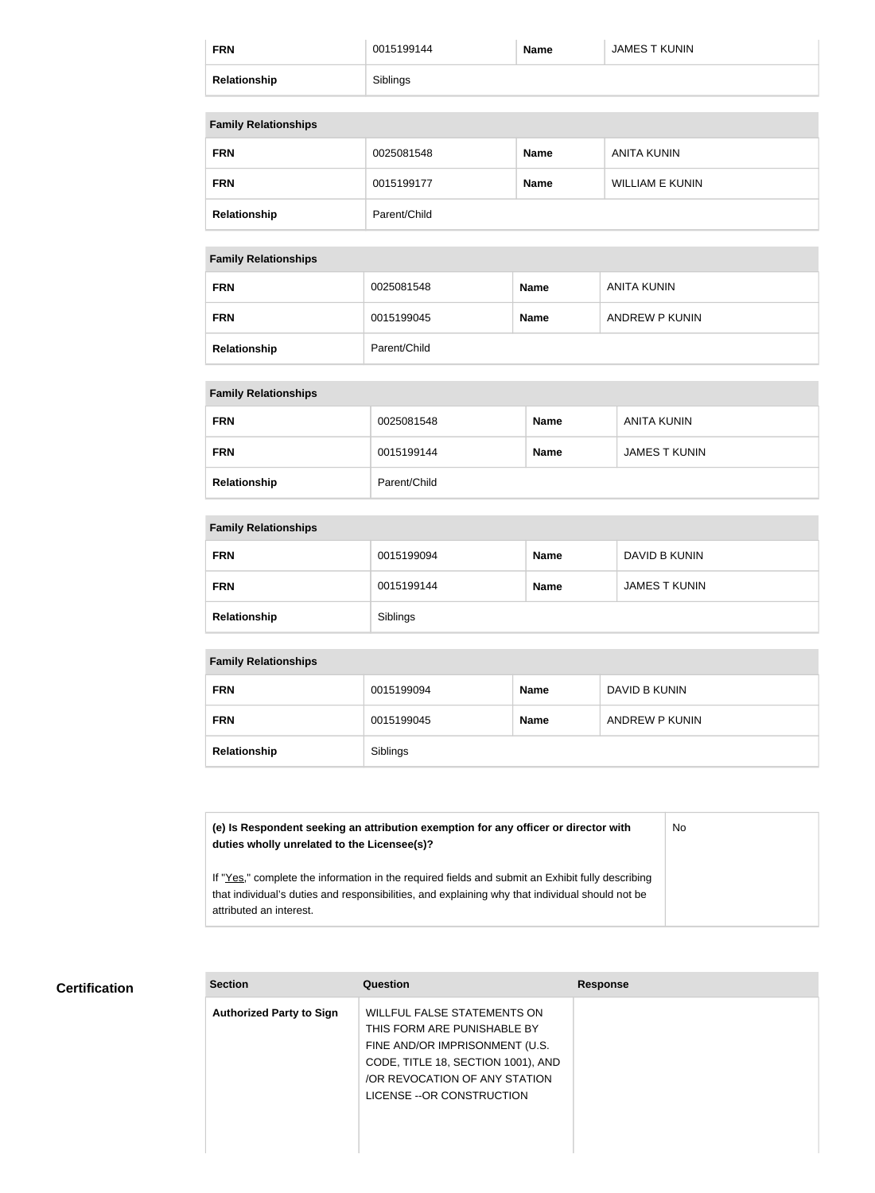| FRN | 0015199144 | Name | JAMES T KUNIN |
|---|---|---|---|
| Relationship | Siblings | | |

| Family Relationships | | | |
|---|---|---|---|
| FRN | 0025081548 | Name | ANITA KUNIN |
| FRN | 0015199177 | Name | WILLIAM E KUNIN |
| Relationship | Parent/Child | | |

| Family Relationships | | | |
|---|---|---|---|
| FRN | 0025081548 | Name | ANITA KUNIN |
| FRN | 0015199045 | Name | ANDREW P KUNIN |
| Relationship | Parent/Child | | |

| Family Relationships | | | |
|---|---|---|---|
| FRN | 0025081548 | Name | ANITA KUNIN |
| FRN | 0015199144 | Name | JAMES T KUNIN |
| Relationship | Parent/Child | | |

| Family Relationships | | | |
|---|---|---|---|
| FRN | 0015199094 | Name | DAVID B KUNIN |
| FRN | 0015199144 | Name | JAMES T KUNIN |
| Relationship | Siblings | | |

| Family Relationships | | | |
|---|---|---|---|
| FRN | 0015199094 | Name | DAVID B KUNIN |
| FRN | 0015199045 | Name | ANDREW P KUNIN |
| Relationship | Siblings | | |

| (e) Is Respondent seeking an attribution exemption for any officer or director with duties wholly unrelated to the Licensee(s)?<br><br>If "Yes," complete the information in the required fields and submit an Exhibit fully describing that individual's duties and responsibilities, and explaining why that individual should not be attributed an interest. | No |
|---|---|

## Certification

| Section | Question | Response |
|---|---|---|
| Authorized Party to Sign | WILLFUL FALSE STATEMENTS ON THIS FORM ARE PUNISHABLE BY FINE AND/OR IMPRISONMENT (U.S. CODE, TITLE 18, SECTION 1001), AND /OR REVOCATION OF ANY STATION LICENSE --OR CONSTRUCTION | |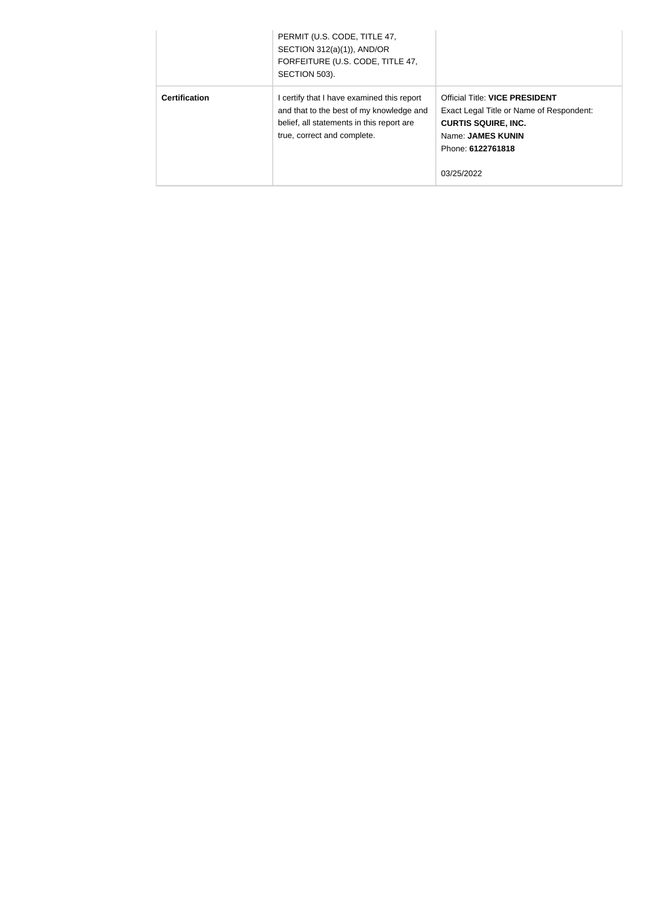| | | |
|---|---|---|
| | PERMIT (U.S. CODE, TITLE 47, SECTION 312(a)(1)), AND/OR FORFEITURE (U.S. CODE, TITLE 47, SECTION 503). | |
| **Certification** | I certify that I have examined this report and that to the best of my knowledge and belief, all statements in this report are true, correct and complete. | Official Title: **VICE PRESIDENT**<br>Exact Legal Title or Name of Respondent: **CURTIS SQUIRE, INC.**<br>Name: **JAMES KUNIN**<br>Phone: **6122761818**<br><br>03/25/2022 |